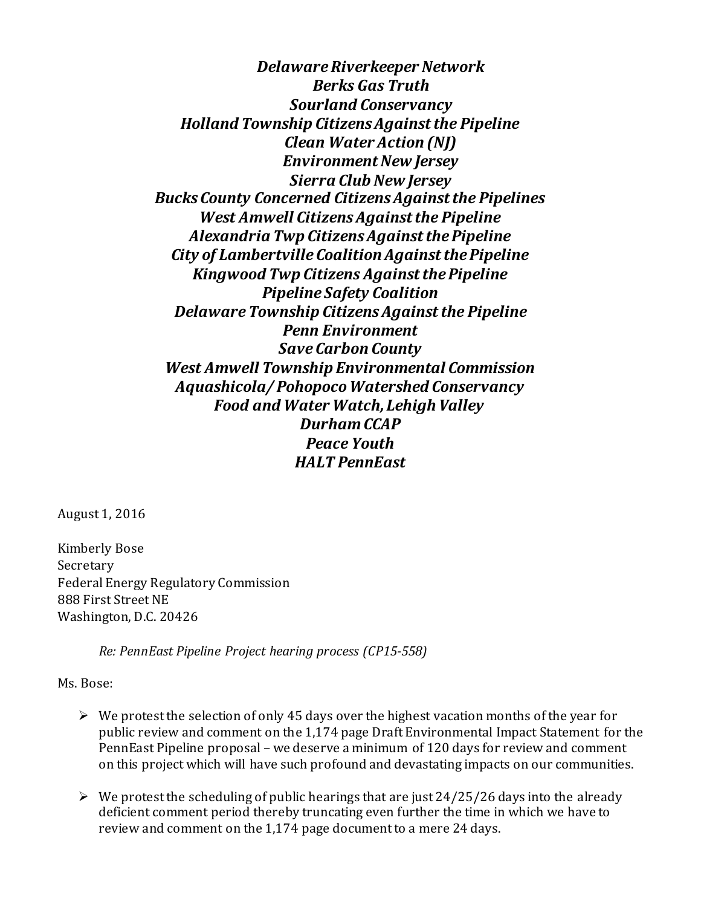***Delaware Riverkeeper Network***
***Berks Gas Truth***
***Sourland Conservancy***
***Holland Township Citizens Against the Pipeline***
***Clean Water Action (NJ)***
***Environment New Jersey***
***Sierra Club New Jersey***
***Bucks County Concerned Citizens Against the Pipelines***
***West Amwell Citizens Against the Pipeline***
***Alexandria Twp Citizens Against the Pipeline***
***City of Lambertville Coalition Against the Pipeline***
***Kingwood Twp Citizens Against the Pipeline***
***Pipeline Safety Coalition***
***Delaware Township Citizens Against the Pipeline***
***Penn Environment***
***Save Carbon County***
***West Amwell Township Environmental Commission***
***Aquashicola/ Pohopoco Watershed Conservancy***
***Food and Water Watch, Lehigh Valley***
***Durham CCAP***
***Peace Youth***
***HALT PennEast***

August 1, 2016

Kimberly Bose
Secretary
Federal Energy Regulatory Commission
888 First Street NE
Washington, D.C. 20426

*Re: PennEast Pipeline Project hearing process (CP15-558)*

Ms. Bose:

- We protest the selection of only 45 days over the highest vacation months of the year for public review and comment on the 1,174 page Draft Environmental Impact Statement for the PennEast Pipeline proposal – we deserve a minimum of 120 days for review and comment on this project which will have such profound and devastating impacts on our communities.

- We protest the scheduling of public hearings that are just 24/25/26 days into the already deficient comment period thereby truncating even further the time in which we have to review and comment on the 1,174 page document to a mere 24 days.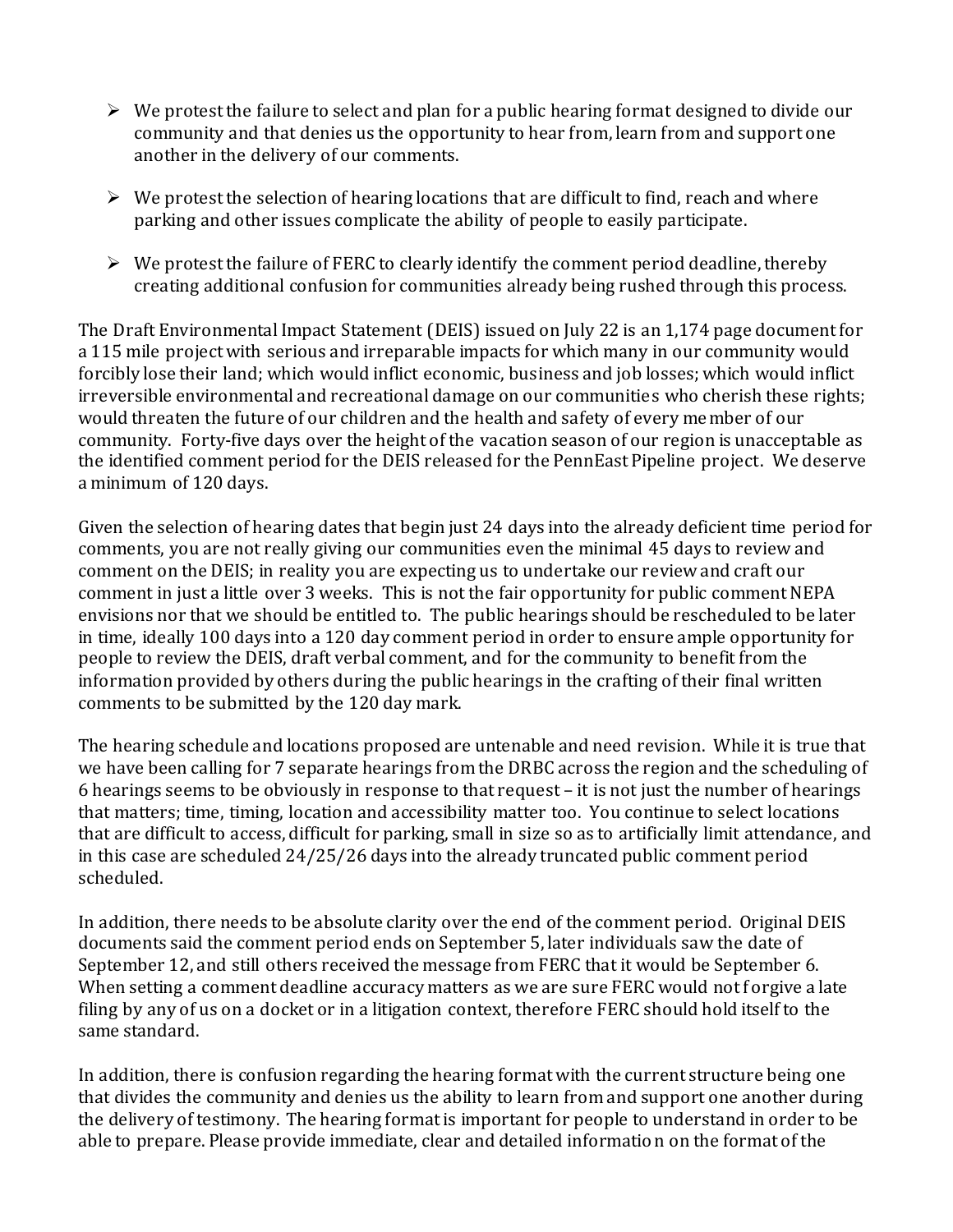- We protest the failure to select and plan for a public hearing format designed to divide our community and that denies us the opportunity to hear from, learn from and support one another in the delivery of our comments.

- We protest the selection of hearing locations that are difficult to find, reach and where parking and other issues complicate the ability of people to easily participate.

- We protest the failure of FERC to clearly identify the comment period deadline, thereby creating additional confusion for communities already being rushed through this process.

The Draft Environmental Impact Statement (DEIS) issued on July 22 is an 1,174 page document for a 115 mile project with serious and irreparable impacts for which many in our community would forcibly lose their land; which would inflict economic, business and job losses; which would inflict irreversible environmental and recreational damage on our communities who cherish these rights; would threaten the future of our children and the health and safety of every member of our community. Forty-five days over the height of the vacation season of our region is unacceptable as the identified comment period for the DEIS released for the PennEast Pipeline project. We deserve a minimum of 120 days.

Given the selection of hearing dates that begin just 24 days into the already deficient time period for comments, you are not really giving our communities even the minimal 45 days to review and comment on the DEIS; in reality you are expecting us to undertake our review and craft our comment in just a little over 3 weeks. This is not the fair opportunity for public comment NEPA envisions nor that we should be entitled to. The public hearings should be rescheduled to be later in time, ideally 100 days into a 120 day comment period in order to ensure ample opportunity for people to review the DEIS, draft verbal comment, and for the community to benefit from the information provided by others during the public hearings in the crafting of their final written comments to be submitted by the 120 day mark.

The hearing schedule and locations proposed are untenable and need revision. While it is true that we have been calling for 7 separate hearings from the DRBC across the region and the scheduling of 6 hearings seems to be obviously in response to that request – it is not just the number of hearings that matters; time, timing, location and accessibility matter too. You continue to select locations that are difficult to access, difficult for parking, small in size so as to artificially limit attendance, and in this case are scheduled 24/25/26 days into the already truncated public comment period scheduled.

In addition, there needs to be absolute clarity over the end of the comment period. Original DEIS documents said the comment period ends on September 5, later individuals saw the date of September 12, and still others received the message from FERC that it would be September 6. When setting a comment deadline accuracy matters as we are sure FERC would not forgive a late filing by any of us on a docket or in a litigation context, therefore FERC should hold itself to the same standard.

In addition, there is confusion regarding the hearing format with the current structure being one that divides the community and denies us the ability to learn from and support one another during the delivery of testimony. The hearing format is important for people to understand in order to be able to prepare. Please provide immediate, clear and detailed information on the format of the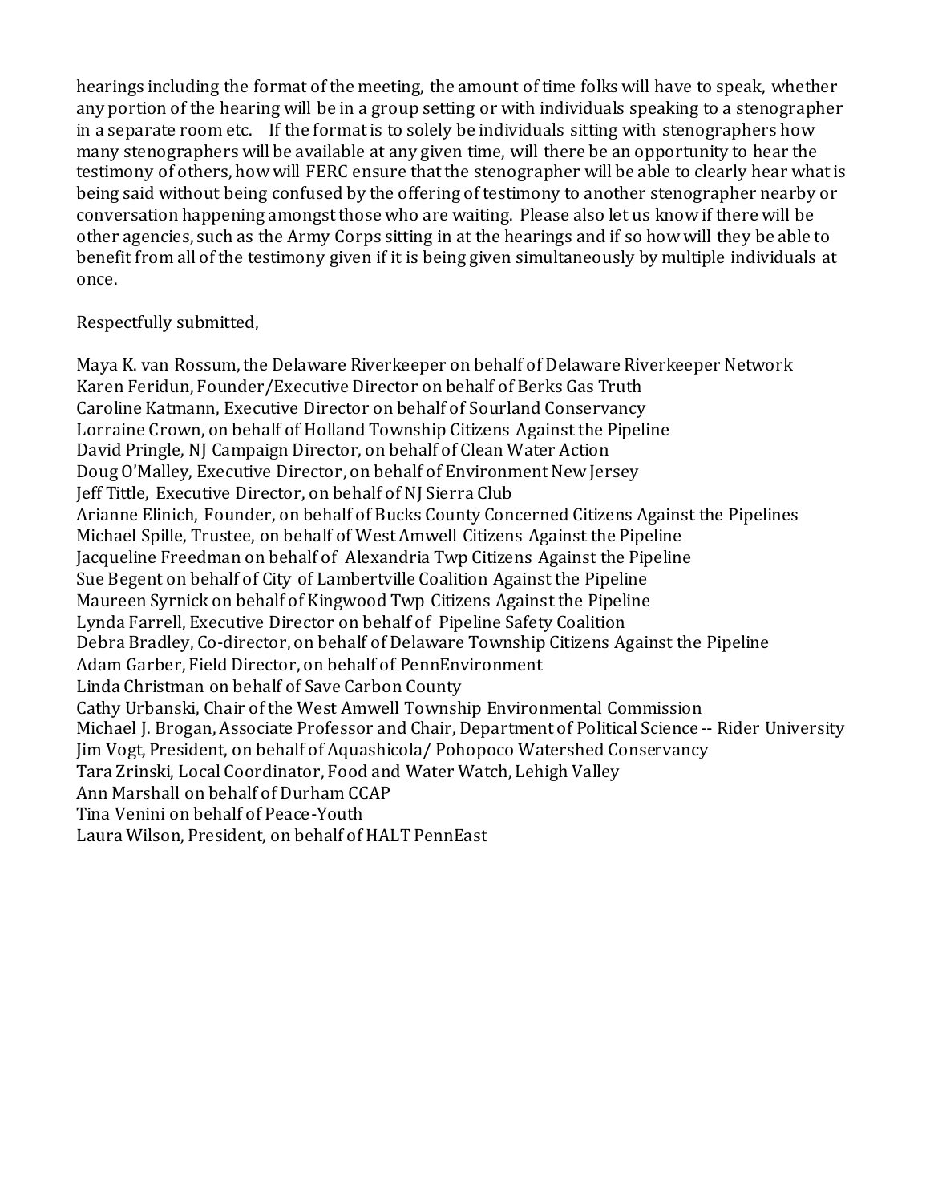hearings including the format of the meeting, the amount of time folks will have to speak, whether any portion of the hearing will be in a group setting or with individuals speaking to a stenographer in a separate room etc. If the format is to solely be individuals sitting with stenographers how many stenographers will be available at any given time, will there be an opportunity to hear the testimony of others, how will FERC ensure that the stenographer will be able to clearly hear what is being said without being confused by the offering of testimony to another stenographer nearby or conversation happening amongst those who are waiting. Please also let us know if there will be other agencies, such as the Army Corps sitting in at the hearings and if so how will they be able to benefit from all of the testimony given if it is being given simultaneously by multiple individuals at once.

Respectfully submitted,

Maya K. van Rossum, the Delaware Riverkeeper on behalf of Delaware Riverkeeper Network
Karen Feridun, Founder/Executive Director on behalf of Berks Gas Truth
Caroline Katmann, Executive Director on behalf of Sourland Conservancy
Lorraine Crown, on behalf of Holland Township Citizens Against the Pipeline
David Pringle, NJ Campaign Director, on behalf of Clean Water Action
Doug O'Malley, Executive Director, on behalf of Environment New Jersey
Jeff Tittle, Executive Director, on behalf of NJ Sierra Club
Arianne Elinich, Founder, on behalf of Bucks County Concerned Citizens Against the Pipelines
Michael Spille, Trustee, on behalf of West Amwell Citizens Against the Pipeline
Jacqueline Freedman on behalf of Alexandria Twp Citizens Against the Pipeline
Sue Begent on behalf of City of Lambertville Coalition Against the Pipeline
Maureen Syrnick on behalf of Kingwood Twp Citizens Against the Pipeline
Lynda Farrell, Executive Director on behalf of Pipeline Safety Coalition
Debra Bradley, Co-director, on behalf of Delaware Township Citizens Against the Pipeline
Adam Garber, Field Director, on behalf of PennEnvironment
Linda Christman on behalf of Save Carbon County
Cathy Urbanski, Chair of the West Amwell Township Environmental Commission
Michael J. Brogan, Associate Professor and Chair, Department of Political Science -- Rider University
Jim Vogt, President, on behalf of Aquashicola/ Pohopoco Watershed Conservancy
Tara Zrinski, Local Coordinator, Food and Water Watch, Lehigh Valley
Ann Marshall on behalf of Durham CCAP
Tina Venini on behalf of Peace-Youth
Laura Wilson, President, on behalf of HALT PennEast